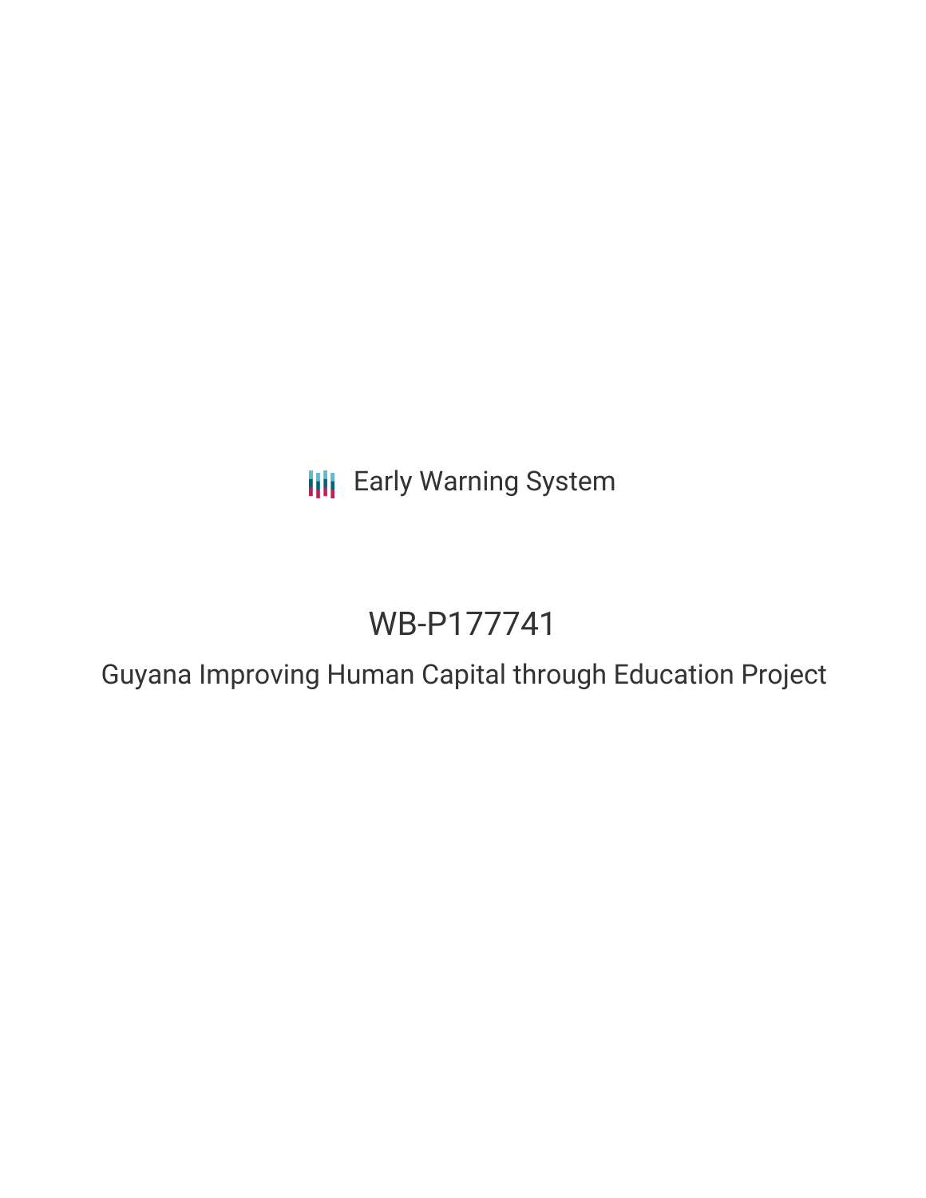Early Warning System

# WB-P177741

## Guyana Improving Human Capital through Education Project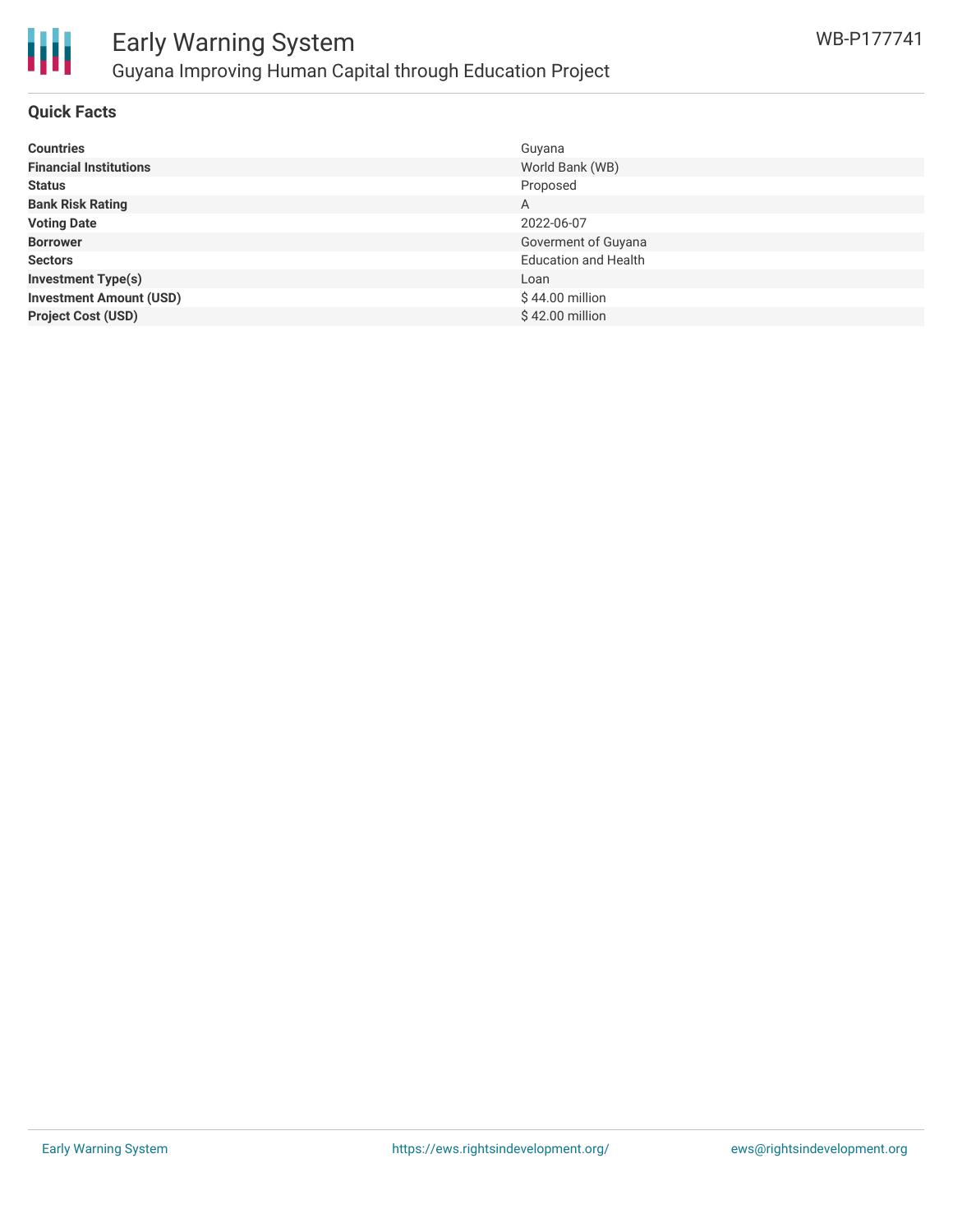## Quick Facts

| | |
|---|---|
| **Countries** | Guyana |
| **Financial Institutions** | World Bank (WB) |
| **Status** | Proposed |
| **Bank Risk Rating** | A |
| **Voting Date** | 2022-06-07 |
| **Borrower** | Goverment of Guyana |
| **Sectors** | Education and Health |
| **Investment Type(s)** | Loan |
| **Investment Amount (USD)** | $ 44.00 million |
| **Project Cost (USD)** | $ 42.00 million |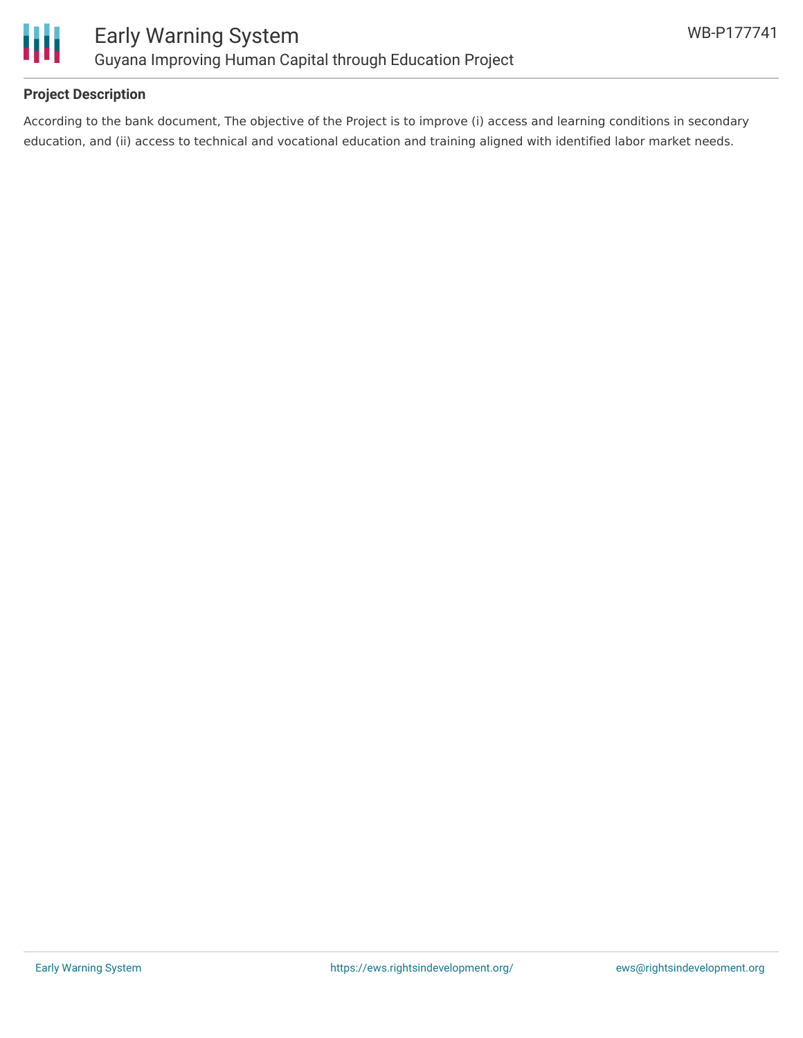## Project Description

According to the bank document, The objective of the Project is to improve (i) access and learning conditions in secondary education, and (ii) access to technical and vocational education and training aligned with identified labor market needs.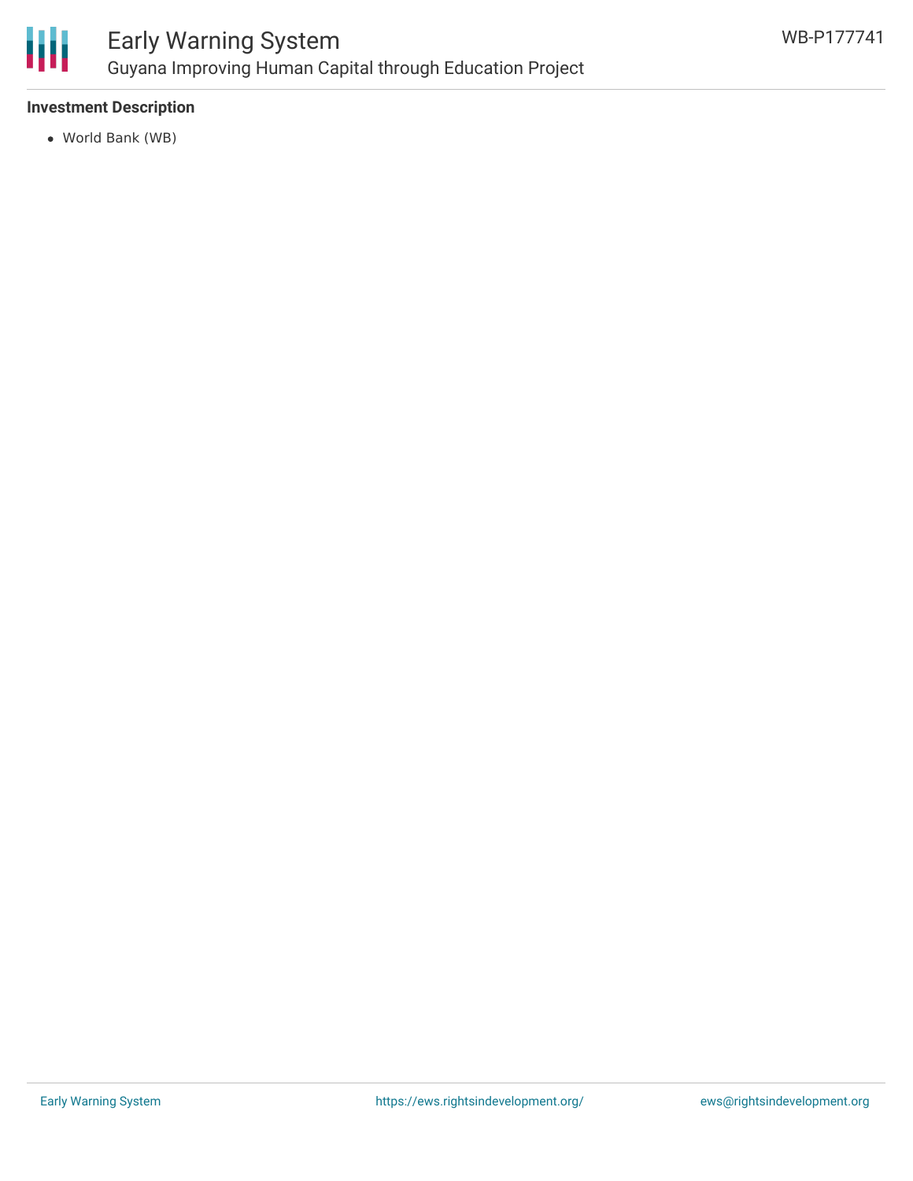### Investment Description

- World Bank (WB)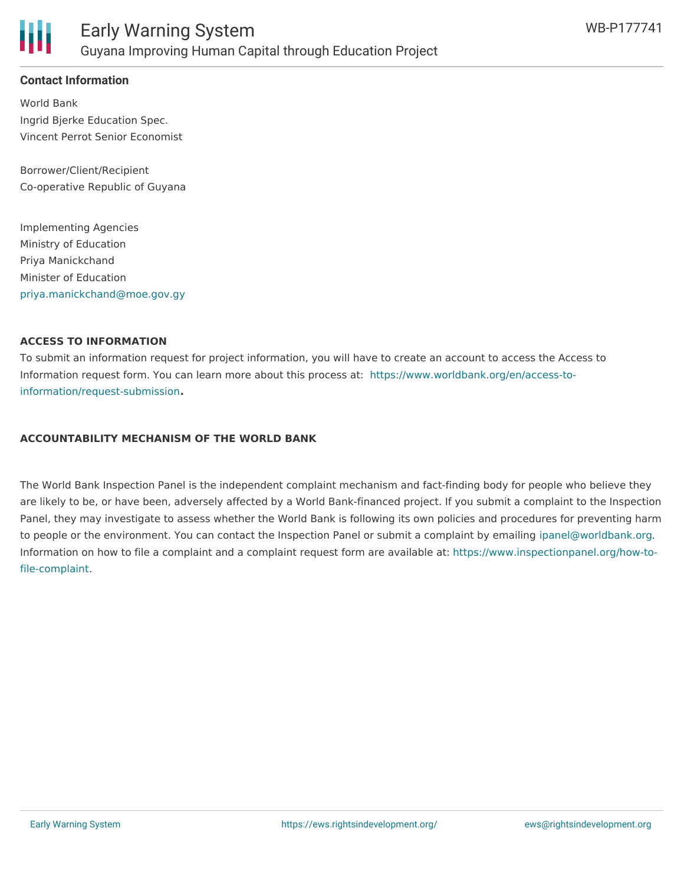## Contact Information

World Bank
Ingrid Bjerke Education Spec.
Vincent Perrot Senior Economist

Borrower/Client/Recipient
Co-operative Republic of Guyana

Implementing Agencies
Ministry of Education
Priya Manickchand
Minister of Education
priya.manickchand@moe.gov.gy

### ACCESS TO INFORMATION

To submit an information request for project information, you will have to create an account to access the Access to Information request form. You can learn more about this process at: https://www.worldbank.org/en/access-to-information/request-submission.

### ACCOUNTABILITY MECHANISM OF THE WORLD BANK

The World Bank Inspection Panel is the independent complaint mechanism and fact-finding body for people who believe they are likely to be, or have been, adversely affected by a World Bank-financed project. If you submit a complaint to the Inspection Panel, they may investigate to assess whether the World Bank is following its own policies and procedures for preventing harm to people or the environment. You can contact the Inspection Panel or submit a complaint by emailing ipanel@worldbank.org. Information on how to file a complaint and a complaint request form are available at: https://www.inspectionpanel.org/how-to-file-complaint.